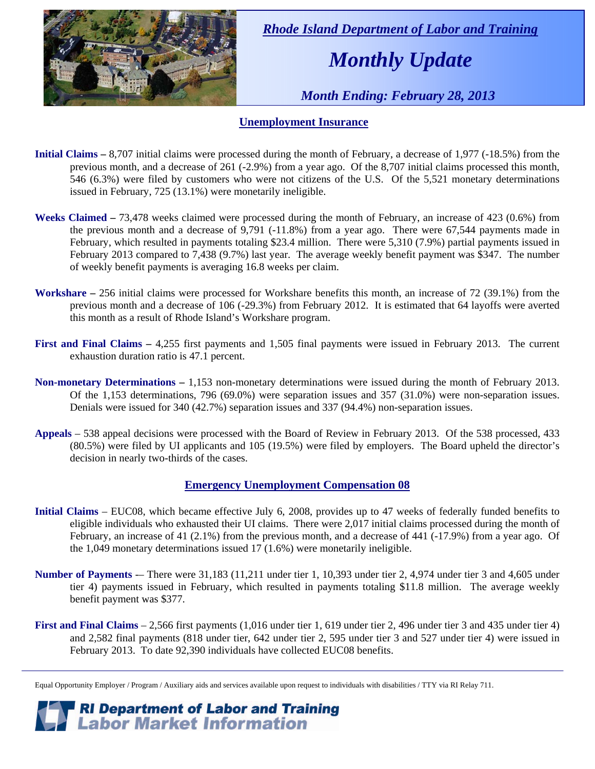*Rhode Island Department of Labor and Training*

# *Monthly Update*

*Month Ending: February 28, 2013*

## Unemployment Insurance

**Initial Claims –** 8,707 initial claims were processed during the month of February, a decrease of 1,977 (-18.5%) from the previous month, and a decrease of 261 (-2.9%) from a year ago. Of the 8,707 initial claims processed this month, 546 (6.3%) were filed by customers who were not citizens of the U.S. Of the 5,521 monetary determinations issued in February, 725 (13.1%) were monetarily ineligible.

**Weeks Claimed –** 73,478 weeks claimed were processed during the month of February, an increase of 423 (0.6%) from the previous month and a decrease of 9,791 (-11.8%) from a year ago. There were 67,544 payments made in February, which resulted in payments totaling $23.4 million. There were 5,310 (7.9%) partial payments issued in February 2013 compared to 7,438 (9.7%) last year. The average weekly benefit payment was $347. The number of weekly benefit payments is averaging 16.8 weeks per claim.

**Workshare –** 256 initial claims were processed for Workshare benefits this month, an increase of 72 (39.1%) from the previous month and a decrease of 106 (-29.3%) from February 2012. It is estimated that 64 layoffs were averted this month as a result of Rhode Island's Workshare program.

**First and Final Claims –** 4,255 first payments and 1,505 final payments were issued in February 2013. The current exhaustion duration ratio is 47.1 percent.

**Non-monetary Determinations –** 1,153 non-monetary determinations were issued during the month of February 2013. Of the 1,153 determinations, 796 (69.0%) were separation issues and 357 (31.0%) were non-separation issues. Denials were issued for 340 (42.7%) separation issues and 337 (94.4%) non-separation issues.

**Appeals** – 538 appeal decisions were processed with the Board of Review in February 2013. Of the 538 processed, 433 (80.5%) were filed by UI applicants and 105 (19.5%) were filed by employers. The Board upheld the director's decision in nearly two-thirds of the cases.

## Emergency Unemployment Compensation 08

**Initial Claims** – EUC08, which became effective July 6, 2008, provides up to 47 weeks of federally funded benefits to eligible individuals who exhausted their UI claims. There were 2,017 initial claims processed during the month of February, an increase of 41 (2.1%) from the previous month, and a decrease of 441 (-17.9%) from a year ago. Of the 1,049 monetary determinations issued 17 (1.6%) were monetarily ineligible.

**Number of Payments** -– There were 31,183 (11,211 under tier 1, 10,393 under tier 2, 4,974 under tier 3 and 4,605 under tier 4) payments issued in February, which resulted in payments totaling $11.8 million. The average weekly benefit payment was $377.

**First and Final Claims** – 2,566 first payments (1,016 under tier 1, 619 under tier 2, 496 under tier 3 and 435 under tier 4) and 2,582 final payments (818 under tier, 642 under tier 2, 595 under tier 3 and 527 under tier 4) were issued in February 2013. To date 92,390 individuals have collected EUC08 benefits.

---

Equal Opportunity Employer / Program / Auxiliary aids and services available upon request to individuals with disabilities / TTY via RI Relay 711.

**RI Department of Labor and Training**
**Labor Market Information**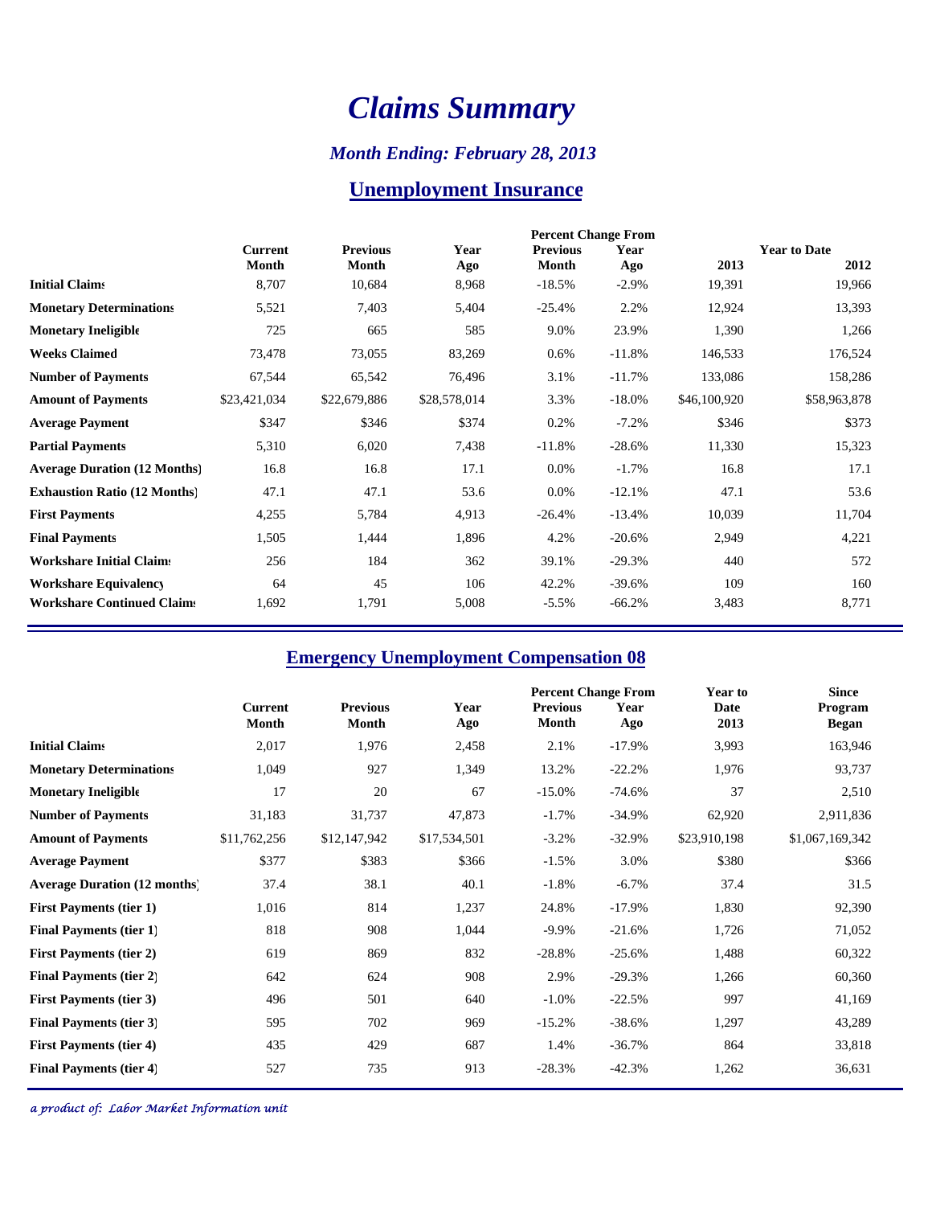# Claims Summary

### *Month Ending: February 28, 2013*

## Unemployment Insurance

| | Current Month | Previous Month | Year Ago | Percent Change From Previous Month | Percent Change From Year Ago | Year to Date 2013 | Year to Date 2012 |
|---|---|---|---|---|---|---|---|
| **Initial Claims** | 8,707 | 10,684 | 8,968 | -18.5% | -2.9% | 19,391 | 19,966 |
| **Monetary Determinations** | 5,521 | 7,403 | 5,404 | -25.4% | 2.2% | 12,924 | 13,393 |
| **Monetary Ineligible** | 725 | 665 | 585 | 9.0% | 23.9% | 1,390 | 1,266 |
| **Weeks Claimed** | 73,478 | 73,055 | 83,269 | 0.6% | -11.8% | 146,533 | 176,524 |
| **Number of Payments** | 67,544 | 65,542 | 76,496 | 3.1% | -11.7% | 133,086 | 158,286 |
| **Amount of Payments** | $23,421,034 | $22,679,886 | $28,578,014 | 3.3% | -18.0% | $46,100,920 | $58,963,878 |
| **Average Payment** | $347 | $346 | $374 | 0.2% | -7.2% | $346 | $373 |
| **Partial Payments** | 5,310 | 6,020 | 7,438 | -11.8% | -28.6% | 11,330 | 15,323 |
| **Average Duration (12 Months)** | 16.8 | 16.8 | 17.1 | 0.0% | -1.7% | 16.8 | 17.1 |
| **Exhaustion Ratio (12 Months)** | 47.1 | 47.1 | 53.6 | 0.0% | -12.1% | 47.1 | 53.6 |
| **First Payments** | 4,255 | 5,784 | 4,913 | -26.4% | -13.4% | 10,039 | 11,704 |
| **Final Payments** | 1,505 | 1,444 | 1,896 | 4.2% | -20.6% | 2,949 | 4,221 |
| **Workshare Initial Claims** | 256 | 184 | 362 | 39.1% | -29.3% | 440 | 572 |
| **Workshare Equivalency** | 64 | 45 | 106 | 42.2% | -39.6% | 109 | 160 |
| **Workshare Continued Claims** | 1,692 | 1,791 | 5,008 | -5.5% | -66.2% | 3,483 | 8,771 |

## Emergency Unemployment Compensation 08

| | Current Month | Previous Month | Year Ago | Percent Change From Previous Month | Percent Change From Year Ago | Year to Date 2013 | Since Program Began |
|---|---|---|---|---|---|---|---|
| **Initial Claims** | 2,017 | 1,976 | 2,458 | 2.1% | -17.9% | 3,993 | 163,946 |
| **Monetary Determinations** | 1,049 | 927 | 1,349 | 13.2% | -22.2% | 1,976 | 93,737 |
| **Monetary Ineligible** | 17 | 20 | 67 | -15.0% | -74.6% | 37 | 2,510 |
| **Number of Payments** | 31,183 | 31,737 | 47,873 | -1.7% | -34.9% | 62,920 | 2,911,836 |
| **Amount of Payments** | $11,762,256 | $12,147,942 | $17,534,501 | -3.2% | -32.9% | $23,910,198 | $1,067,169,342 |
| **Average Payment** | $377 | $383 | $366 | -1.5% | 3.0% | $380 | $366 |
| **Average Duration (12 months)** | 37.4 | 38.1 | 40.1 | -1.8% | -6.7% | 37.4 | 31.5 |
| **First Payments (tier 1)** | 1,016 | 814 | 1,237 | 24.8% | -17.9% | 1,830 | 92,390 |
| **Final Payments (tier 1)** | 818 | 908 | 1,044 | -9.9% | -21.6% | 1,726 | 71,052 |
| **First Payments (tier 2)** | 619 | 869 | 832 | -28.8% | -25.6% | 1,488 | 60,322 |
| **Final Payments (tier 2)** | 642 | 624 | 908 | 2.9% | -29.3% | 1,266 | 60,360 |
| **First Payments (tier 3)** | 496 | 501 | 640 | -1.0% | -22.5% | 997 | 41,169 |
| **Final Payments (tier 3)** | 595 | 702 | 969 | -15.2% | -38.6% | 1,297 | 43,289 |
| **First Payments (tier 4)** | 435 | 429 | 687 | 1.4% | -36.7% | 864 | 33,818 |
| **Final Payments (tier 4)** | 527 | 735 | 913 | -28.3% | -42.3% | 1,262 | 36,631 |

*a product of: Labor Market Information unit*